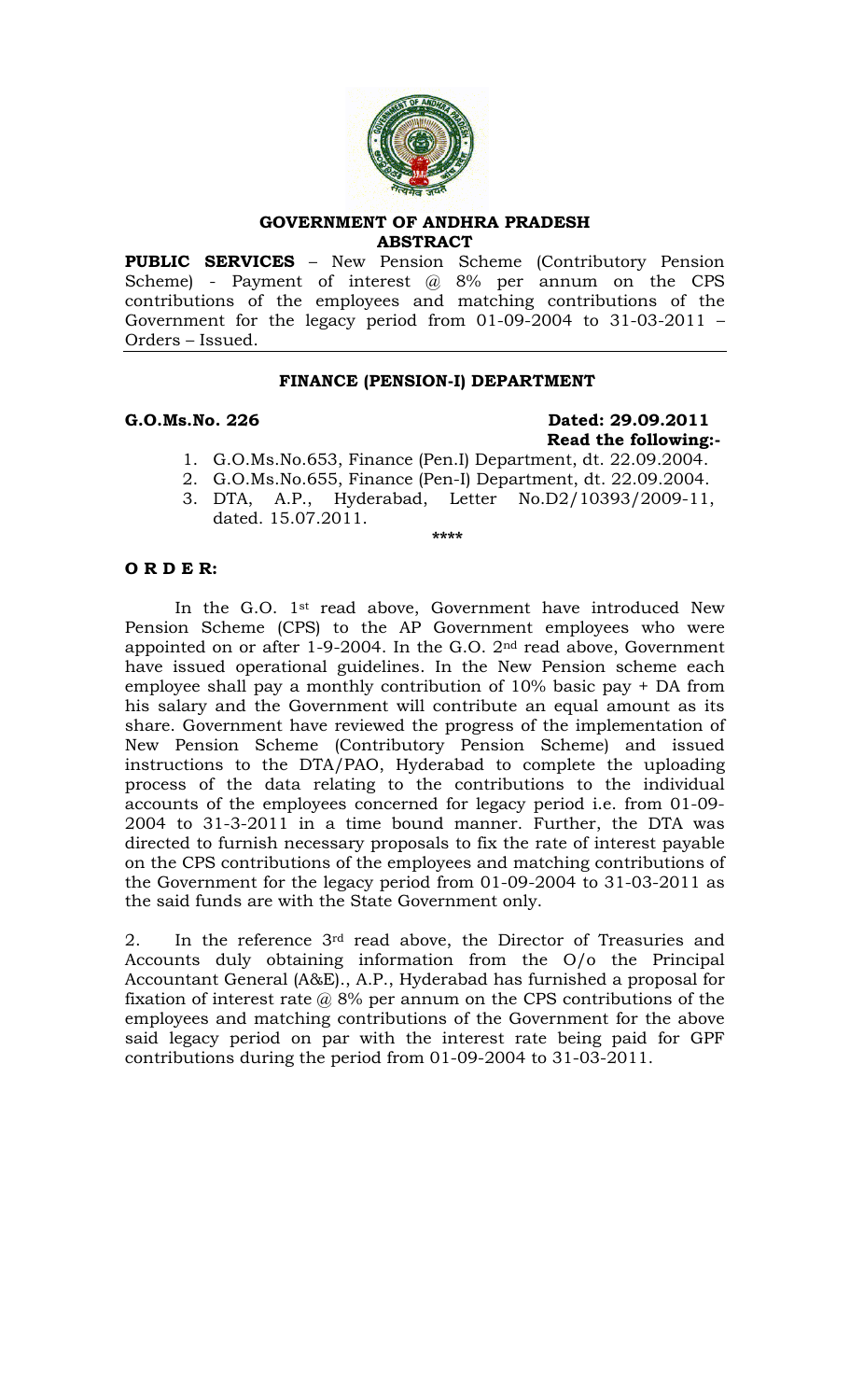**GOVERNMENT OF ANDHRA PRADESH**
**ABSTRACT**

**PUBLIC SERVICES** – New Pension Scheme (Contributory Pension Scheme) - Payment of interest @ 8% per annum on the CPS contributions of the employees and matching contributions of the Government for the legacy period from 01-09-2004 to 31-03-2011 – Orders – Issued.

**FINANCE (PENSION-I) DEPARTMENT**

**G.O.Ms.No. 226** **Dated: 29.09.2011**
**Read the following:-**

1. G.O.Ms.No.653, Finance (Pen.I) Department, dt. 22.09.2004.
2. G.O.Ms.No.655, Finance (Pen-I) Department, dt. 22.09.2004.
3. DTA, A.P., Hyderabad, Letter No.D2/10393/2009-11, dated. 15.07.2011.

\*\*\*\*

**O R D E R:**

In the G.O. 1st read above, Government have introduced New Pension Scheme (CPS) to the AP Government employees who were appointed on or after 1-9-2004. In the G.O. 2nd read above, Government have issued operational guidelines. In the New Pension scheme each employee shall pay a monthly contribution of 10% basic pay + DA from his salary and the Government will contribute an equal amount as its share. Government have reviewed the progress of the implementation of New Pension Scheme (Contributory Pension Scheme) and issued instructions to the DTA/PAO, Hyderabad to complete the uploading process of the data relating to the contributions to the individual accounts of the employees concerned for legacy period i.e. from 01-09-2004 to 31-3-2011 in a time bound manner. Further, the DTA was directed to furnish necessary proposals to fix the rate of interest payable on the CPS contributions of the employees and matching contributions of the Government for the legacy period from 01-09-2004 to 31-03-2011 as the said funds are with the State Government only.

2. In the reference 3rd read above, the Director of Treasuries and Accounts duly obtaining information from the O/o the Principal Accountant General (A&E)., A.P., Hyderabad has furnished a proposal for fixation of interest rate @ 8% per annum on the CPS contributions of the employees and matching contributions of the Government for the above said legacy period on par with the interest rate being paid for GPF contributions during the period from 01-09-2004 to 31-03-2011.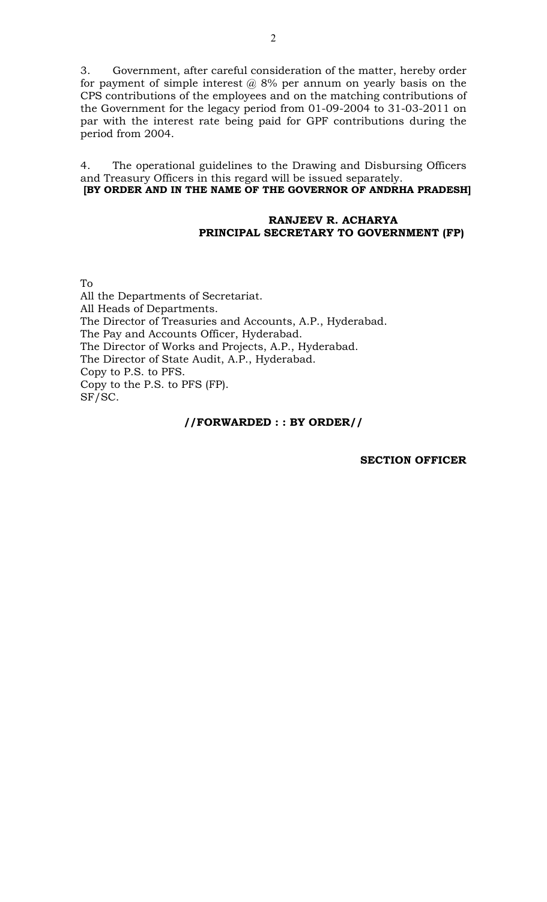3. Government, after careful consideration of the matter, hereby order for payment of simple interest @ 8% per annum on yearly basis on the CPS contributions of the employees and on the matching contributions of the Government for the legacy period from 01-09-2004 to 31-03-2011 on par with the interest rate being paid for GPF contributions during the period from 2004.

4. The operational guidelines to the Drawing and Disbursing Officers and Treasury Officers in this regard will be issued separately.

**[BY ORDER AND IN THE NAME OF THE GOVERNOR OF ANDRHA PRADESH]**

**RANJEEV R. ACHARYA**
**PRINCIPAL SECRETARY TO GOVERNMENT (FP)**

To
All the Departments of Secretariat.
All Heads of Departments.
The Director of Treasuries and Accounts, A.P., Hyderabad.
The Pay and Accounts Officer, Hyderabad.
The Director of Works and Projects, A.P., Hyderabad.
The Director of State Audit, A.P., Hyderabad.
Copy to P.S. to PFS.
Copy to the P.S. to PFS (FP).
SF/SC.

**//FORWARDED : : BY ORDER//**

**SECTION OFFICER**